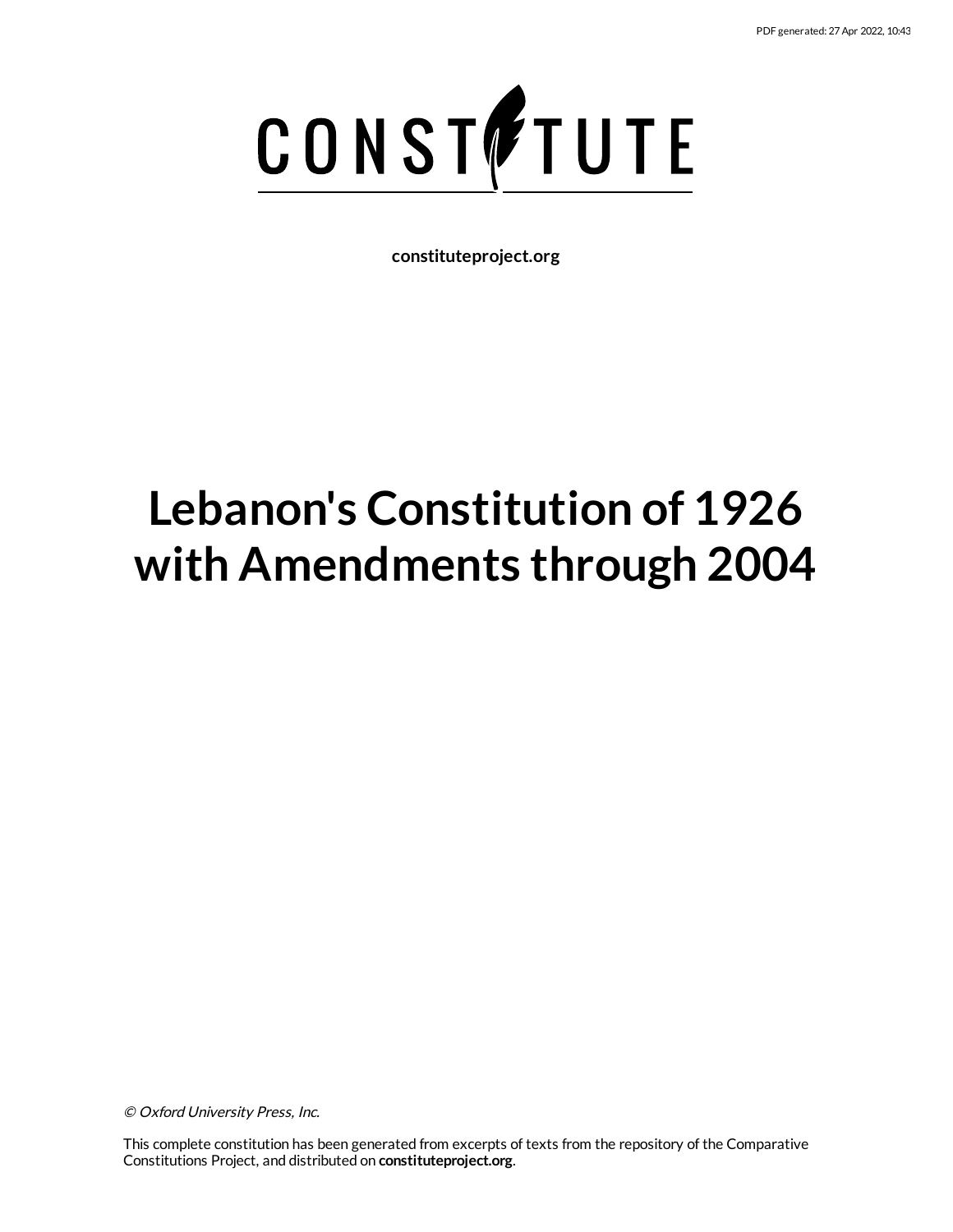CONSTITUTE

**constituteproject.org**

# Lebanon's Constitution of 1926 with Amendments through 2004

*© Oxford University Press, Inc.*

This complete constitution has been generated from excerpts of texts from the repository of the Comparative Constitutions Project, and distributed on **constituteproject.org**.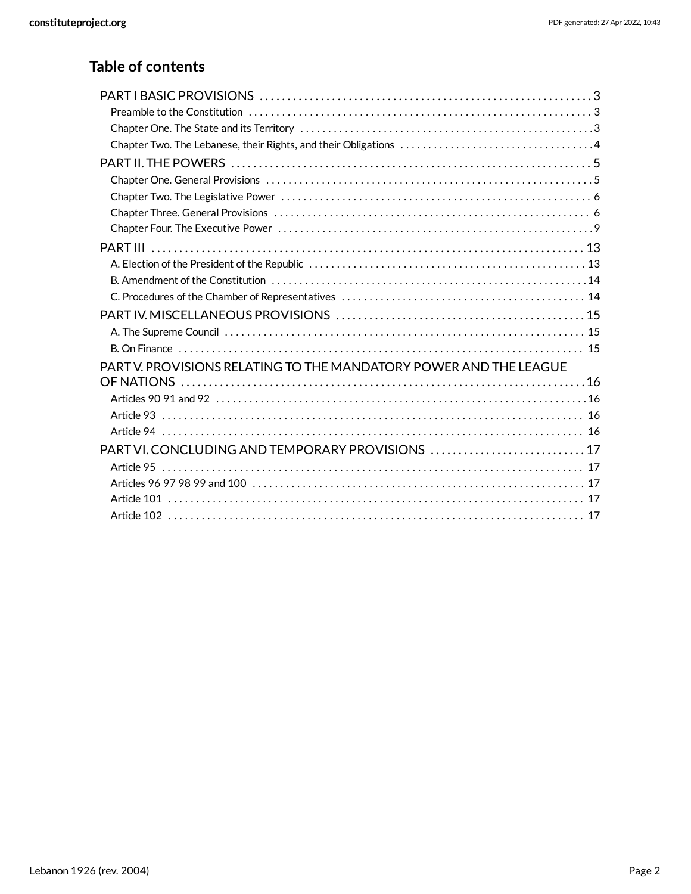## Table of contents

- PART I BASIC PROVISIONS . . . 3
  - Preamble to the Constitution . . . 3
  - Chapter One. The State and its Territory . . . 3
  - Chapter Two. The Lebanese, their Rights, and their Obligations . . . 4
- PART II. THE POWERS . . . 5
  - Chapter One. General Provisions . . . 5
  - Chapter Two. The Legislative Power . . . 6
  - Chapter Three. General Provisions . . . 6
  - Chapter Four. The Executive Power . . . 9
- PART III . . . 13
  - A. Election of the President of the Republic . . . 13
  - B. Amendment of the Constitution . . . 14
  - C. Procedures of the Chamber of Representatives . . . 14
- PART IV. MISCELLANEOUS PROVISIONS . . . 15
  - A. The Supreme Council . . . 15
  - B. On Finance . . . 15
- PART V. PROVISIONS RELATING TO THE MANDATORY POWER AND THE LEAGUE OF NATIONS . . . 16
  - Articles 90 91 and 92 . . . 16
  - Article 93 . . . 16
  - Article 94 . . . 16
- PART VI. CONCLUDING AND TEMPORARY PROVISIONS . . . 17
  - Article 95 . . . 17
  - Articles 96 97 98 99 and 100 . . . 17
  - Article 101 . . . 17
  - Article 102 . . . 17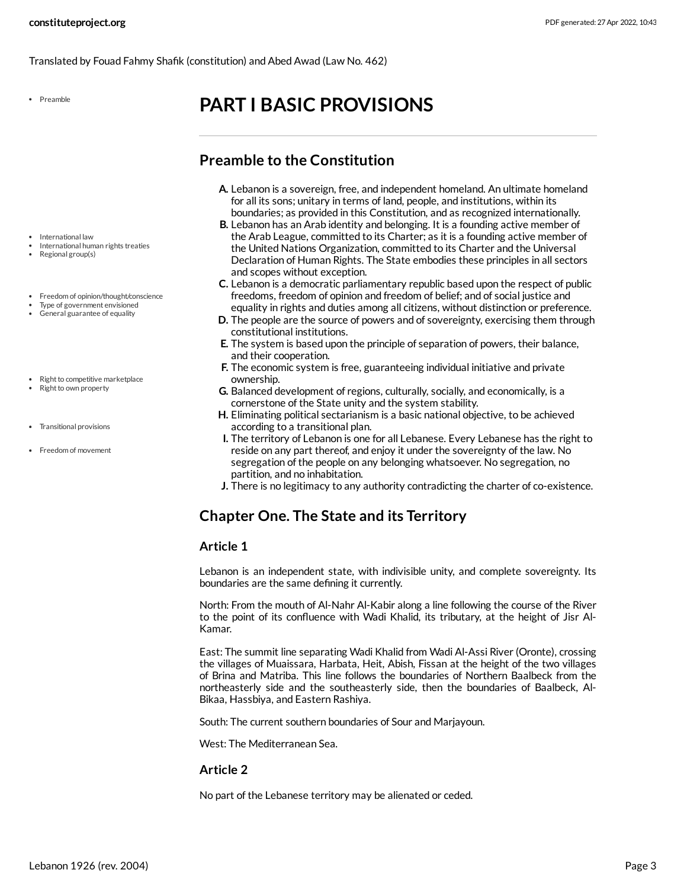Translated by Fouad Fahmy Shafik (constitution) and Abed Awad (Law No. 462)

# PART I BASIC PROVISIONS

## Preamble to the Constitution

A. Lebanon is a sovereign, free, and independent homeland. An ultimate homeland for all its sons; unitary in terms of land, people, and institutions, within its boundaries; as provided in this Constitution, and as recognized internationally.
B. Lebanon has an Arab identity and belonging. It is a founding active member of the Arab League, committed to its Charter; as it is a founding active member of the United Nations Organization, committed to its Charter and the Universal Declaration of Human Rights. The State embodies these principles in all sectors and scopes without exception.
C. Lebanon is a democratic parliamentary republic based upon the respect of public freedoms, freedom of opinion and freedom of belief; and of social justice and equality in rights and duties among all citizens, without distinction or preference.
D. The people are the source of powers and of sovereignty, exercising them through constitutional institutions.
E. The system is based upon the principle of separation of powers, their balance, and their cooperation.
F. The economic system is free, guaranteeing individual initiative and private ownership.
G. Balanced development of regions, culturally, socially, and economically, is a cornerstone of the State unity and the system stability.
H. Eliminating political sectarianism is a basic national objective, to be achieved according to a transitional plan.
I. The territory of Lebanon is one for all Lebanese. Every Lebanese has the right to reside on any part thereof, and enjoy it under the sovereignty of the law. No segregation of the people on any belonging whatsoever. No segregation, no partition, and no inhabitation.
J. There is no legitimacy to any authority contradicting the charter of co-existence.

## Chapter One. The State and its Territory

### Article 1

Lebanon is an independent state, with indivisible unity, and complete sovereignty. Its boundaries are the same defining it currently.

North: From the mouth of Al-Nahr Al-Kabir along a line following the course of the River to the point of its confluence with Wadi Khalid, its tributary, at the height of Jisr Al-Kamar.

East: The summit line separating Wadi Khalid from Wadi Al-Assi River (Oronte), crossing the villages of Muaissara, Harbata, Heit, Abish, Fissan at the height of the two villages of Brina and Matriba. This line follows the boundaries of Northern Baalbeck from the northeasterly side and the southeasterly side, then the boundaries of Baalbeck, Al-Bikaa, Hassbiya, and Eastern Rashiya.

South: The current southern boundaries of Sour and Marjayoun.

West: The Mediterranean Sea.

### Article 2

No part of the Lebanese territory may be alienated or ceded.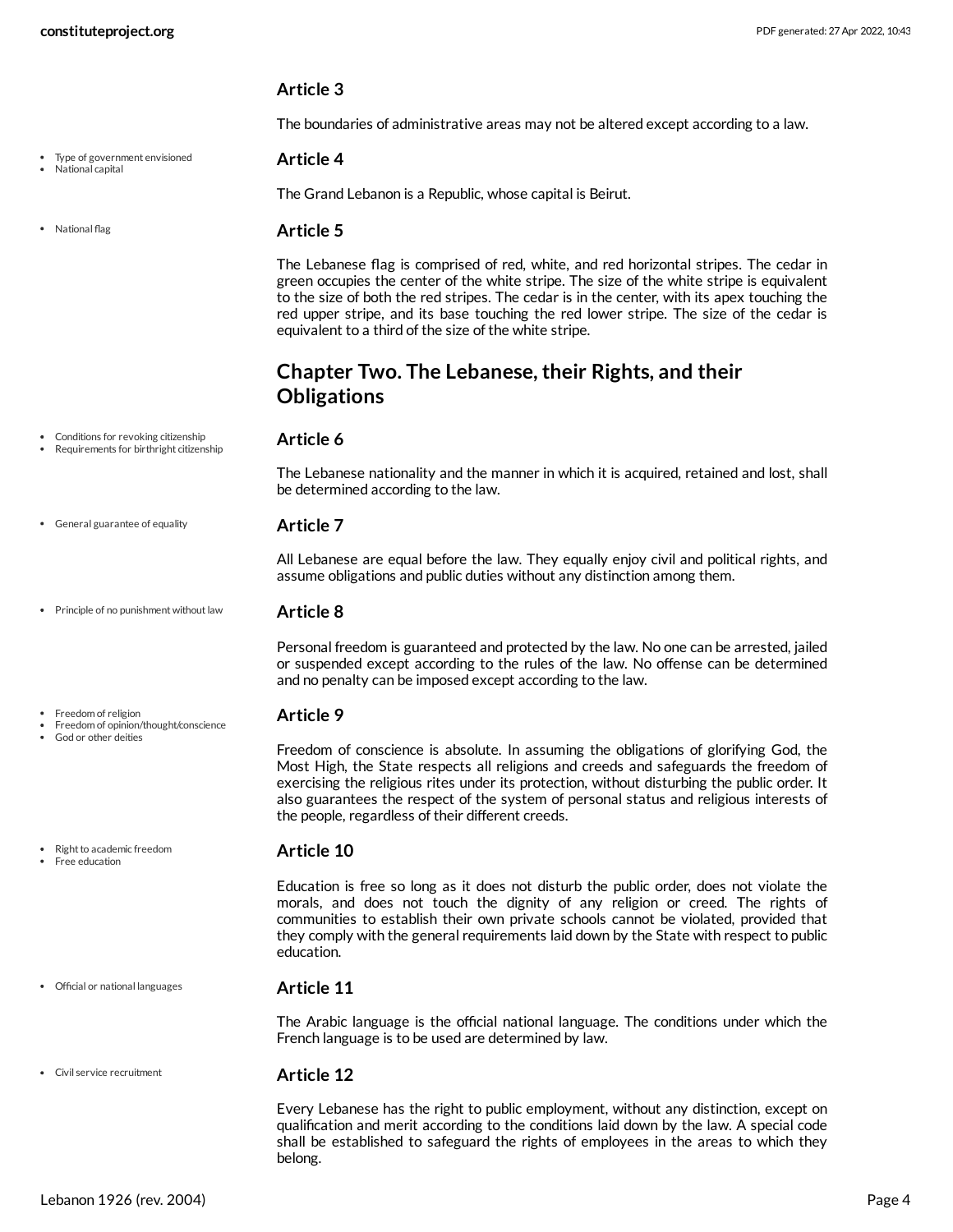### Article 3

The boundaries of administrative areas may not be altered except according to a law.

- Type of government envisioned
- National capital

### Article 4

The Grand Lebanon is a Republic, whose capital is Beirut.

- National flag

### Article 5

The Lebanese flag is comprised of red, white, and red horizontal stripes. The cedar in green occupies the center of the white stripe. The size of the white stripe is equivalent to the size of both the red stripes. The cedar is in the center, with its apex touching the red upper stripe, and its base touching the red lower stripe. The size of the cedar is equivalent to a third of the size of the white stripe.

## Chapter Two. The Lebanese, their Rights, and their Obligations

- Conditions for revoking citizenship
- Requirements for birthright citizenship

### Article 6

The Lebanese nationality and the manner in which it is acquired, retained and lost, shall be determined according to the law.

- General guarantee of equality

### Article 7

All Lebanese are equal before the law. They equally enjoy civil and political rights, and assume obligations and public duties without any distinction among them.

- Principle of no punishment without law

### Article 8

Personal freedom is guaranteed and protected by the law. No one can be arrested, jailed or suspended except according to the rules of the law. No offense can be determined and no penalty can be imposed except according to the law.

- Freedom of religion
- Freedom of opinion/thought/conscience
- God or other deities

### Article 9

Freedom of conscience is absolute. In assuming the obligations of glorifying God, the Most High, the State respects all religions and creeds and safeguards the freedom of exercising the religious rites under its protection, without disturbing the public order. It also guarantees the respect of the system of personal status and religious interests of the people, regardless of their different creeds.

- Right to academic freedom
- Free education

### Article 10

Education is free so long as it does not disturb the public order, does not violate the morals, and does not touch the dignity of any religion or creed. The rights of communities to establish their own private schools cannot be violated, provided that they comply with the general requirements laid down by the State with respect to public education.

- Official or national languages

### Article 11

The Arabic language is the official national language. The conditions under which the French language is to be used are determined by law.

- Civil service recruitment

### Article 12

Every Lebanese has the right to public employment, without any distinction, except on qualification and merit according to the conditions laid down by the law. A special code shall be established to safeguard the rights of employees in the areas to which they belong.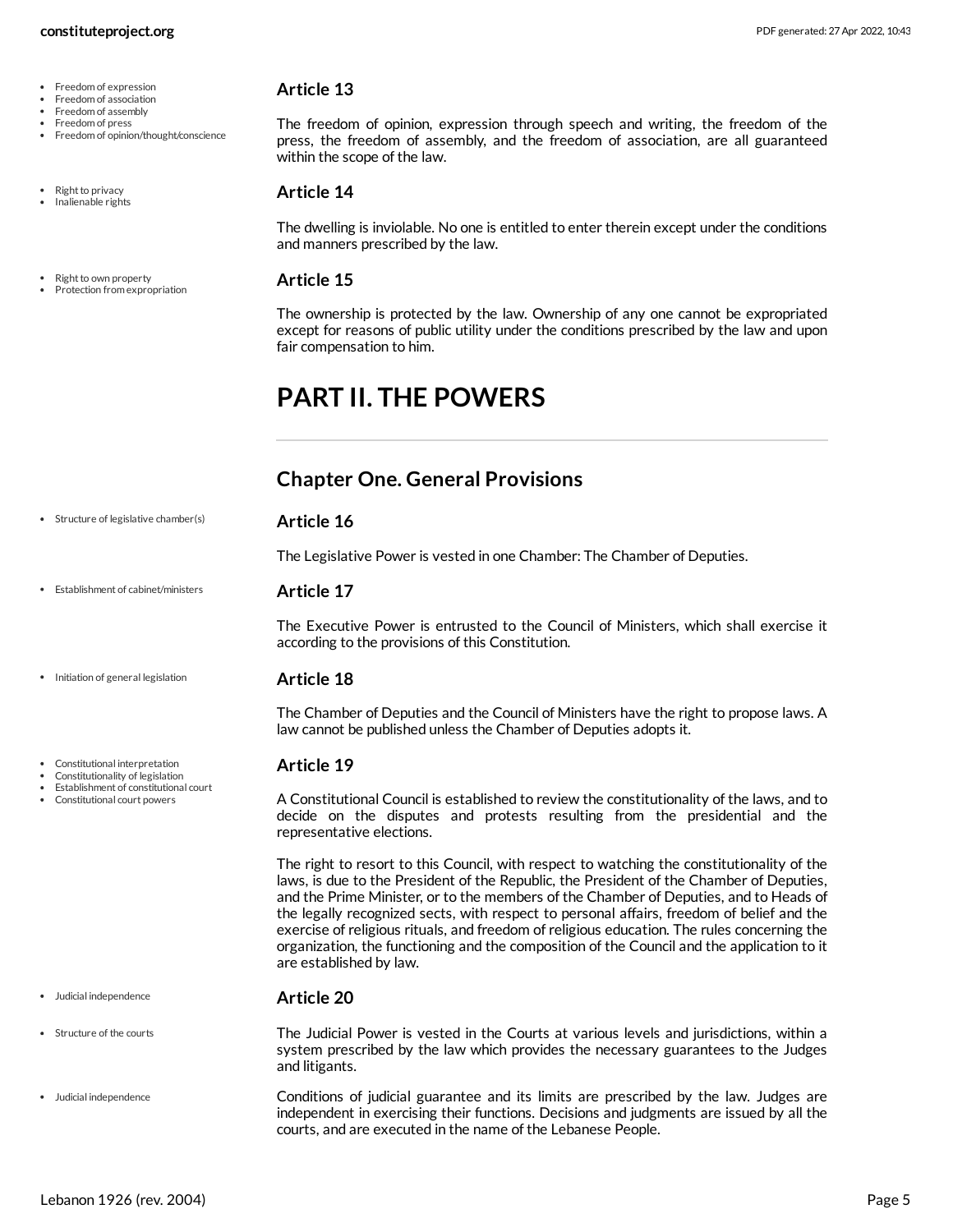- Freedom of expression
- Freedom of association
- Freedom of assembly
- Freedom of press
- Freedom of opinion/thought/conscience

### Article 13

The freedom of opinion, expression through speech and writing, the freedom of the press, the freedom of assembly, and the freedom of association, are all guaranteed within the scope of the law.

- Right to privacy
- Inalienable rights

### Article 14

The dwelling is inviolable. No one is entitled to enter therein except under the conditions and manners prescribed by the law.

- Right to own property
- Protection from expropriation

### Article 15

The ownership is protected by the law. Ownership of any one cannot be expropriated except for reasons of public utility under the conditions prescribed by the law and upon fair compensation to him.

# PART II. THE POWERS

## Chapter One. General Provisions

- Structure of legislative chamber(s)

### Article 16

The Legislative Power is vested in one Chamber: The Chamber of Deputies.

- Establishment of cabinet/ministers

### Article 17

The Executive Power is entrusted to the Council of Ministers, which shall exercise it according to the provisions of this Constitution.

- Initiation of general legislation

### Article 18

The Chamber of Deputies and the Council of Ministers have the right to propose laws. A law cannot be published unless the Chamber of Deputies adopts it.

- Constitutional interpretation
- Constitutionality of legislation
- Establishment of constitutional court
- Constitutional court powers

### Article 19

A Constitutional Council is established to review the constitutionality of the laws, and to decide on the disputes and protests resulting from the presidential and the representative elections.

The right to resort to this Council, with respect to watching the constitutionality of the laws, is due to the President of the Republic, the President of the Chamber of Deputies, and the Prime Minister, or to the members of the Chamber of Deputies, and to Heads of the legally recognized sects, with respect to personal affairs, freedom of belief and the exercise of religious rituals, and freedom of religious education. The rules concerning the organization, the functioning and the composition of the Council and the application to it are established by law.

- Judicial independence

### Article 20

- Structure of the courts

The Judicial Power is vested in the Courts at various levels and jurisdictions, within a system prescribed by the law which provides the necessary guarantees to the Judges and litigants.

- Judicial independence

Conditions of judicial guarantee and its limits are prescribed by the law. Judges are independent in exercising their functions. Decisions and judgments are issued by all the courts, and are executed in the name of the Lebanese People.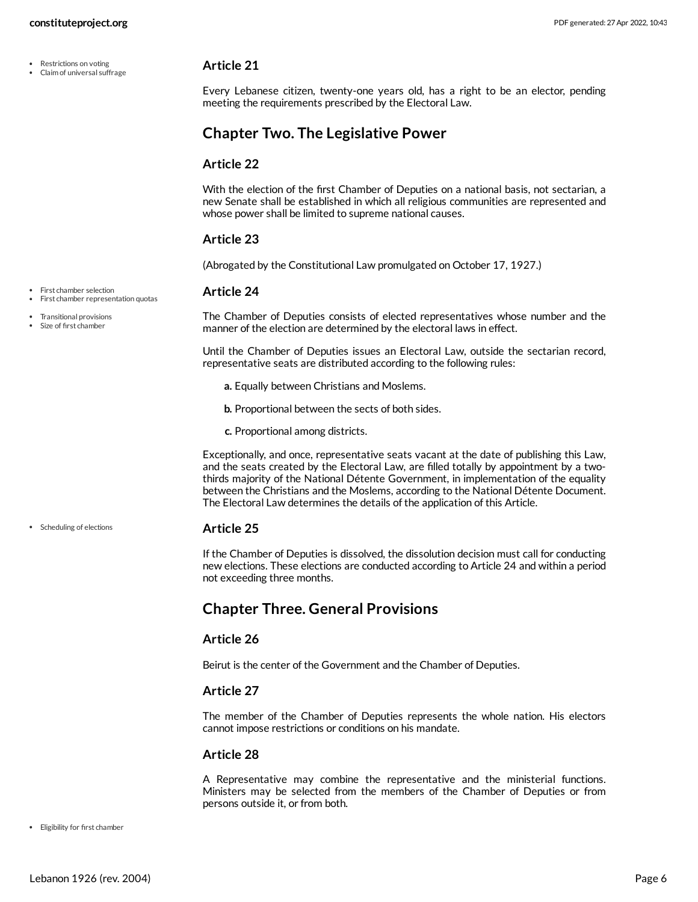### Article 21

Every Lebanese citizen, twenty-one years old, has a right to be an elector, pending meeting the requirements prescribed by the Electoral Law.

## Chapter Two. The Legislative Power

### Article 22

With the election of the first Chamber of Deputies on a national basis, not sectarian, a new Senate shall be established in which all religious communities are represented and whose power shall be limited to supreme national causes.

### Article 23

(Abrogated by the Constitutional Law promulgated on October 17, 1927.)

### Article 24

The Chamber of Deputies consists of elected representatives whose number and the manner of the election are determined by the electoral laws in effect.

Until the Chamber of Deputies issues an Electoral Law, outside the sectarian record, representative seats are distributed according to the following rules:

**a.** Equally between Christians and Moslems.

**b.** Proportional between the sects of both sides.

**c.** Proportional among districts.

Exceptionally, and once, representative seats vacant at the date of publishing this Law, and the seats created by the Electoral Law, are filled totally by appointment by a two-thirds majority of the National Détente Government, in implementation of the equality between the Christians and the Moslems, according to the National Détente Document. The Electoral Law determines the details of the application of this Article.

### Article 25

If the Chamber of Deputies is dissolved, the dissolution decision must call for conducting new elections. These elections are conducted according to Article 24 and within a period not exceeding three months.

## Chapter Three. General Provisions

### Article 26

Beirut is the center of the Government and the Chamber of Deputies.

### Article 27

The member of the Chamber of Deputies represents the whole nation. His electors cannot impose restrictions or conditions on his mandate.

### Article 28

A Representative may combine the representative and the ministerial functions. Ministers may be selected from the members of the Chamber of Deputies or from persons outside it, or from both.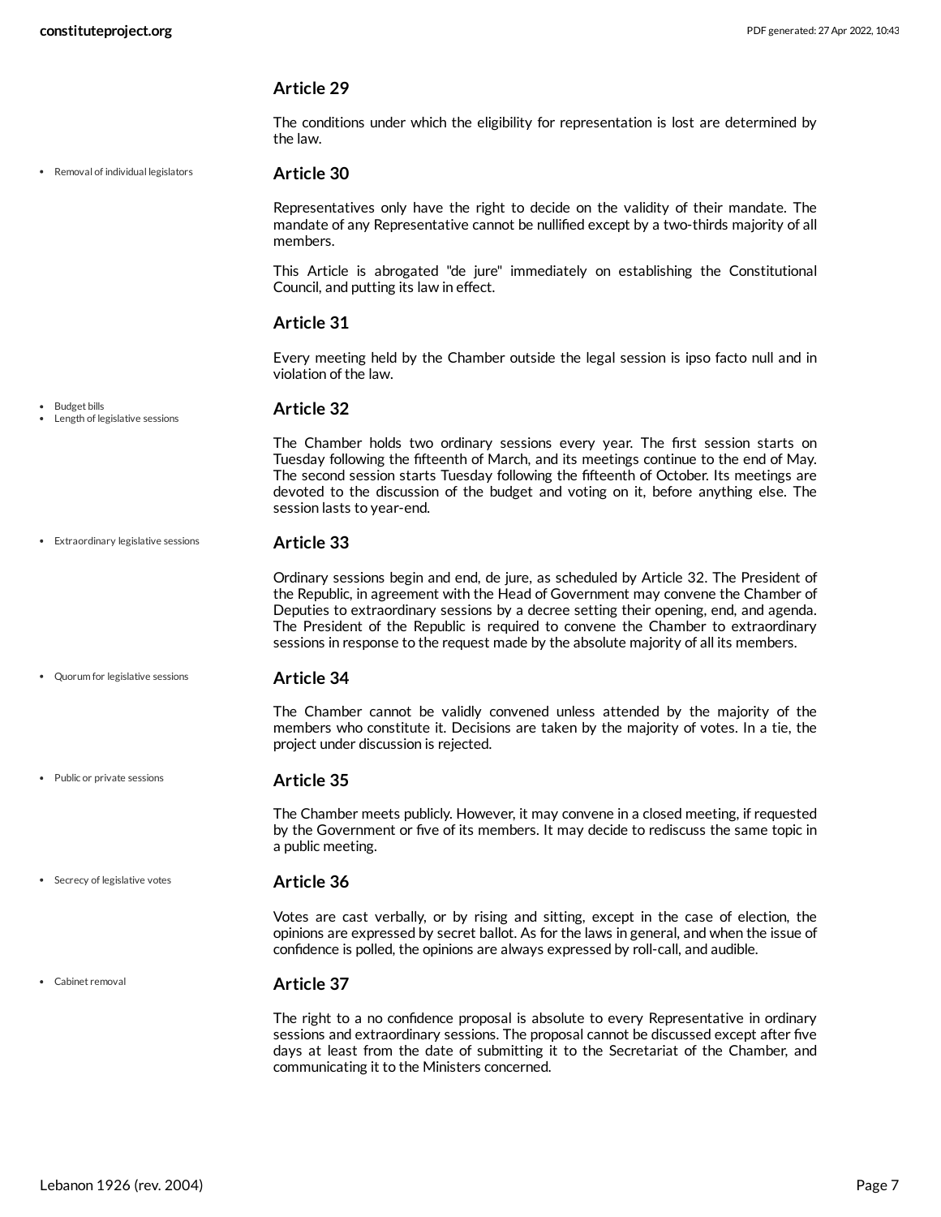### Article 29

The conditions under which the eligibility for representation is lost are determined by the law.

- Removal of individual legislators

### Article 30

Representatives only have the right to decide on the validity of their mandate. The mandate of any Representative cannot be nullified except by a two-thirds majority of all members.

This Article is abrogated "de jure" immediately on establishing the Constitutional Council, and putting its law in effect.

### Article 31

Every meeting held by the Chamber outside the legal session is ipso facto null and in violation of the law.

- Budget bills
- Length of legislative sessions

### Article 32

The Chamber holds two ordinary sessions every year. The first session starts on Tuesday following the fifteenth of March, and its meetings continue to the end of May. The second session starts Tuesday following the fifteenth of October. Its meetings are devoted to the discussion of the budget and voting on it, before anything else. The session lasts to year-end.

- Extraordinary legislative sessions

### Article 33

Ordinary sessions begin and end, de jure, as scheduled by Article 32. The President of the Republic, in agreement with the Head of Government may convene the Chamber of Deputies to extraordinary sessions by a decree setting their opening, end, and agenda. The President of the Republic is required to convene the Chamber to extraordinary sessions in response to the request made by the absolute majority of all its members.

- Quorum for legislative sessions

### Article 34

The Chamber cannot be validly convened unless attended by the majority of the members who constitute it. Decisions are taken by the majority of votes. In a tie, the project under discussion is rejected.

- Public or private sessions

### Article 35

The Chamber meets publicly. However, it may convene in a closed meeting, if requested by the Government or five of its members. It may decide to rediscuss the same topic in a public meeting.

- Secrecy of legislative votes

### Article 36

Votes are cast verbally, or by rising and sitting, except in the case of election, the opinions are expressed by secret ballot. As for the laws in general, and when the issue of confidence is polled, the opinions are always expressed by roll-call, and audible.

- Cabinet removal

### Article 37

The right to a no confidence proposal is absolute to every Representative in ordinary sessions and extraordinary sessions. The proposal cannot be discussed except after five days at least from the date of submitting it to the Secretariat of the Chamber, and communicating it to the Ministers concerned.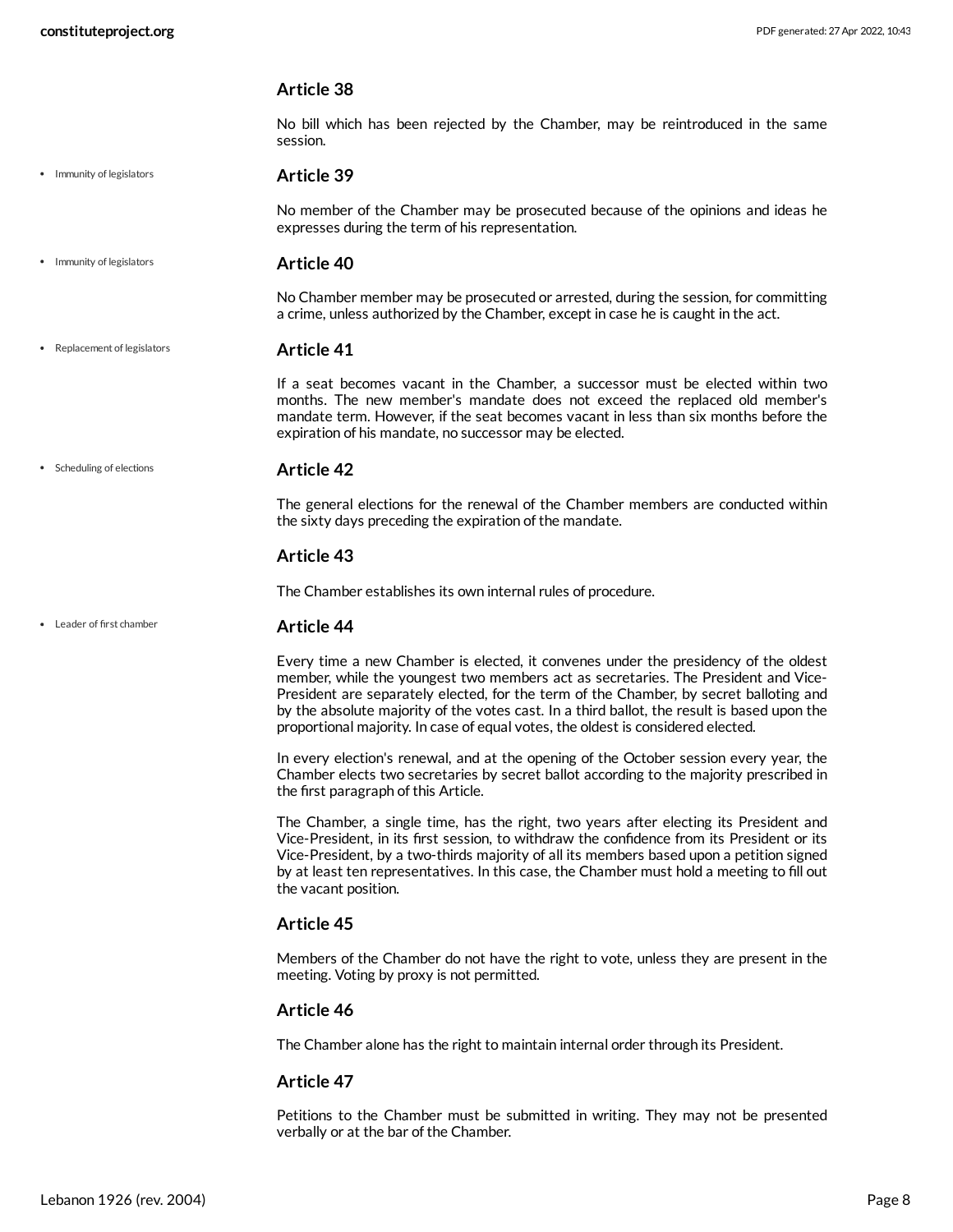### Article 38

No bill which has been rejected by the Chamber, may be reintroduced in the same session.

- Immunity of legislators

### Article 39

No member of the Chamber may be prosecuted because of the opinions and ideas he expresses during the term of his representation.

- Immunity of legislators

### Article 40

No Chamber member may be prosecuted or arrested, during the session, for committing a crime, unless authorized by the Chamber, except in case he is caught in the act.

- Replacement of legislators

### Article 41

If a seat becomes vacant in the Chamber, a successor must be elected within two months. The new member's mandate does not exceed the replaced old member's mandate term. However, if the seat becomes vacant in less than six months before the expiration of his mandate, no successor may be elected.

- Scheduling of elections

### Article 42

The general elections for the renewal of the Chamber members are conducted within the sixty days preceding the expiration of the mandate.

### Article 43

The Chamber establishes its own internal rules of procedure.

- Leader of first chamber

### Article 44

Every time a new Chamber is elected, it convenes under the presidency of the oldest member, while the youngest two members act as secretaries. The President and Vice-President are separately elected, for the term of the Chamber, by secret balloting and by the absolute majority of the votes cast. In a third ballot, the result is based upon the proportional majority. In case of equal votes, the oldest is considered elected.

In every election's renewal, and at the opening of the October session every year, the Chamber elects two secretaries by secret ballot according to the majority prescribed in the first paragraph of this Article.

The Chamber, a single time, has the right, two years after electing its President and Vice-President, in its first session, to withdraw the confidence from its President or its Vice-President, by a two-thirds majority of all its members based upon a petition signed by at least ten representatives. In this case, the Chamber must hold a meeting to fill out the vacant position.

### Article 45

Members of the Chamber do not have the right to vote, unless they are present in the meeting. Voting by proxy is not permitted.

### Article 46

The Chamber alone has the right to maintain internal order through its President.

### Article 47

Petitions to the Chamber must be submitted in writing. They may not be presented verbally or at the bar of the Chamber.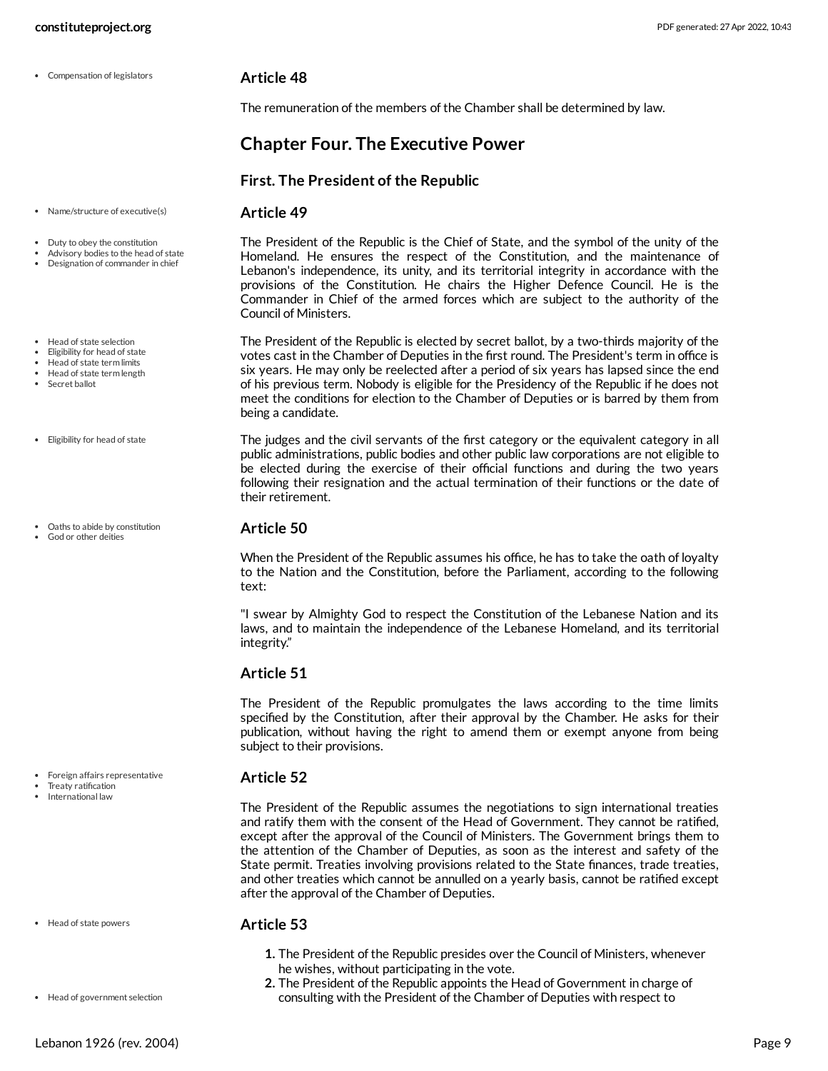## Article 48

The remuneration of the members of the Chamber shall be determined by law.

# Chapter Four. The Executive Power

## First. The President of the Republic

## Article 49

The President of the Republic is the Chief of State, and the symbol of the unity of the Homeland. He ensures the respect of the Constitution, and the maintenance of Lebanon's independence, its unity, and its territorial integrity in accordance with the provisions of the Constitution. He chairs the Higher Defence Council. He is the Commander in Chief of the armed forces which are subject to the authority of the Council of Ministers.

The President of the Republic is elected by secret ballot, by a two-thirds majority of the votes cast in the Chamber of Deputies in the first round. The President's term in office is six years. He may only be reelected after a period of six years has lapsed since the end of his previous term. Nobody is eligible for the Presidency of the Republic if he does not meet the conditions for election to the Chamber of Deputies or is barred by them from being a candidate.

The judges and the civil servants of the first category or the equivalent category in all public administrations, public bodies and other public law corporations are not eligible to be elected during the exercise of their official functions and during the two years following their resignation and the actual termination of their functions or the date of their retirement.

## Article 50

When the President of the Republic assumes his office, he has to take the oath of loyalty to the Nation and the Constitution, before the Parliament, according to the following text:

"I swear by Almighty God to respect the Constitution of the Lebanese Nation and its laws, and to maintain the independence of the Lebanese Homeland, and its territorial integrity."

## Article 51

The President of the Republic promulgates the laws according to the time limits specified by the Constitution, after their approval by the Chamber. He asks for their publication, without having the right to amend them or exempt anyone from being subject to their provisions.

## Article 52

The President of the Republic assumes the negotiations to sign international treaties and ratify them with the consent of the Head of Government. They cannot be ratified, except after the approval of the Council of Ministers. The Government brings them to the attention of the Chamber of Deputies, as soon as the interest and safety of the State permit. Treaties involving provisions related to the State finances, trade treaties, and other treaties which cannot be annulled on a yearly basis, cannot be ratified except after the approval of the Chamber of Deputies.

## Article 53

1. The President of the Republic presides over the Council of Ministers, whenever he wishes, without participating in the vote.
2. The President of the Republic appoints the Head of Government in charge of consulting with the President of the Chamber of Deputies with respect to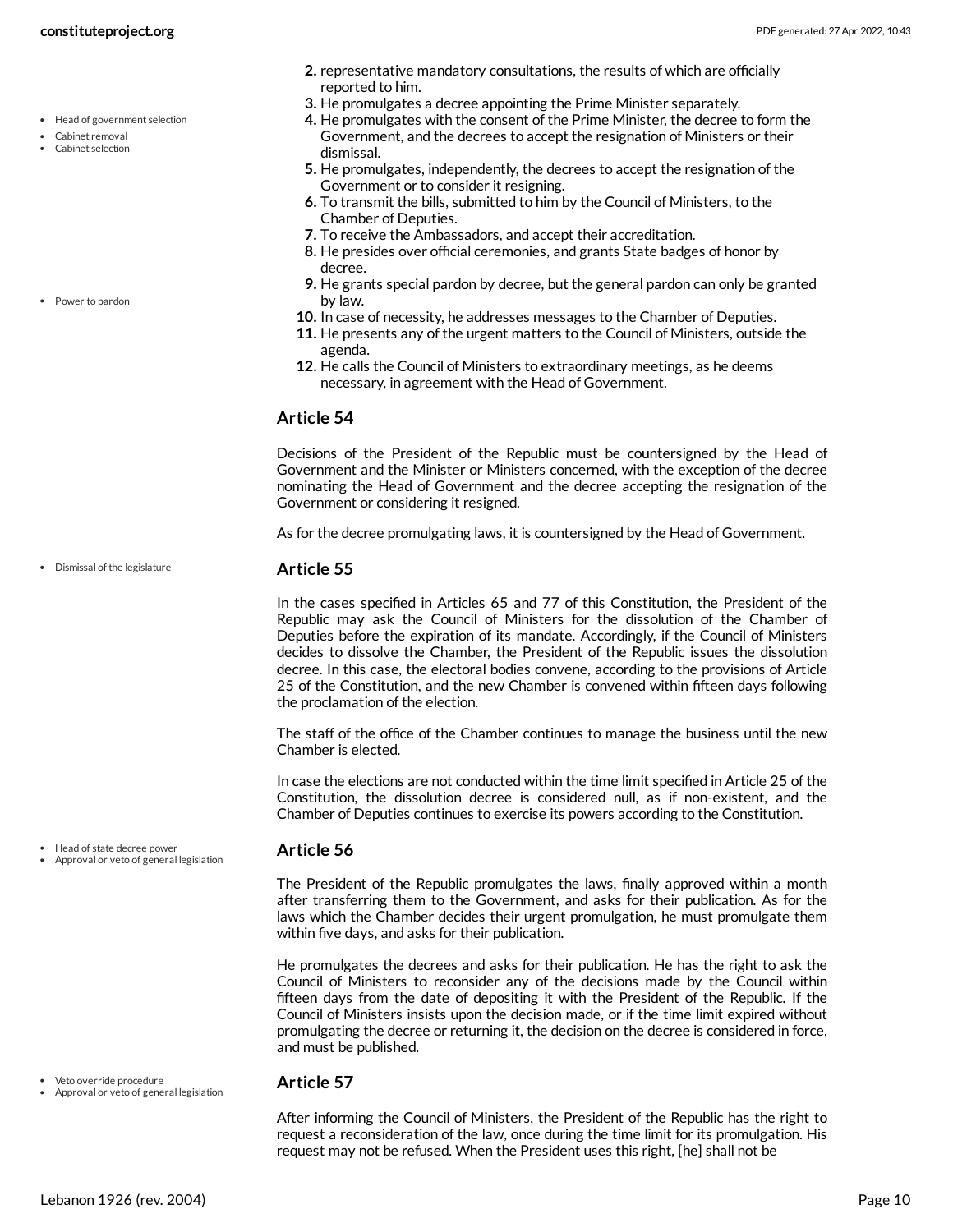2. representative mandatory consultations, the results of which are officially reported to him.
3. He promulgates a decree appointing the Prime Minister separately.
4. He promulgates with the consent of the Prime Minister, the decree to form the Government, and the decrees to accept the resignation of Ministers or their dismissal.
5. He promulgates, independently, the decrees to accept the resignation of the Government or to consider it resigning.
6. To transmit the bills, submitted to him by the Council of Ministers, to the Chamber of Deputies.
7. To receive the Ambassadors, and accept their accreditation.
8. He presides over official ceremonies, and grants State badges of honor by decree.
9. He grants special pardon by decree, but the general pardon can only be granted by law.
10. In case of necessity, he addresses messages to the Chamber of Deputies.
11. He presents any of the urgent matters to the Council of Ministers, outside the agenda.
12. He calls the Council of Ministers to extraordinary meetings, as he deems necessary, in agreement with the Head of Government.

### Article 54

Decisions of the President of the Republic must be countersigned by the Head of Government and the Minister or Ministers concerned, with the exception of the decree nominating the Head of Government and the decree accepting the resignation of the Government or considering it resigned.

As for the decree promulgating laws, it is countersigned by the Head of Government.

### Article 55

In the cases specified in Articles 65 and 77 of this Constitution, the President of the Republic may ask the Council of Ministers for the dissolution of the Chamber of Deputies before the expiration of its mandate. Accordingly, if the Council of Ministers decides to dissolve the Chamber, the President of the Republic issues the dissolution decree. In this case, the electoral bodies convene, according to the provisions of Article 25 of the Constitution, and the new Chamber is convened within fifteen days following the proclamation of the election.

The staff of the office of the Chamber continues to manage the business until the new Chamber is elected.

In case the elections are not conducted within the time limit specified in Article 25 of the Constitution, the dissolution decree is considered null, as if non-existent, and the Chamber of Deputies continues to exercise its powers according to the Constitution.

### Article 56

The President of the Republic promulgates the laws, finally approved within a month after transferring them to the Government, and asks for their publication. As for the laws which the Chamber decides their urgent promulgation, he must promulgate them within five days, and asks for their publication.

He promulgates the decrees and asks for their publication. He has the right to ask the Council of Ministers to reconsider any of the decisions made by the Council within fifteen days from the date of depositing it with the President of the Republic. If the Council of Ministers insists upon the decision made, or if the time limit expired without promulgating the decree or returning it, the decision on the decree is considered in force, and must be published.

### Article 57

After informing the Council of Ministers, the President of the Republic has the right to request a reconsideration of the law, once during the time limit for its promulgation. His request may not be refused. When the President uses this right, [he] shall not be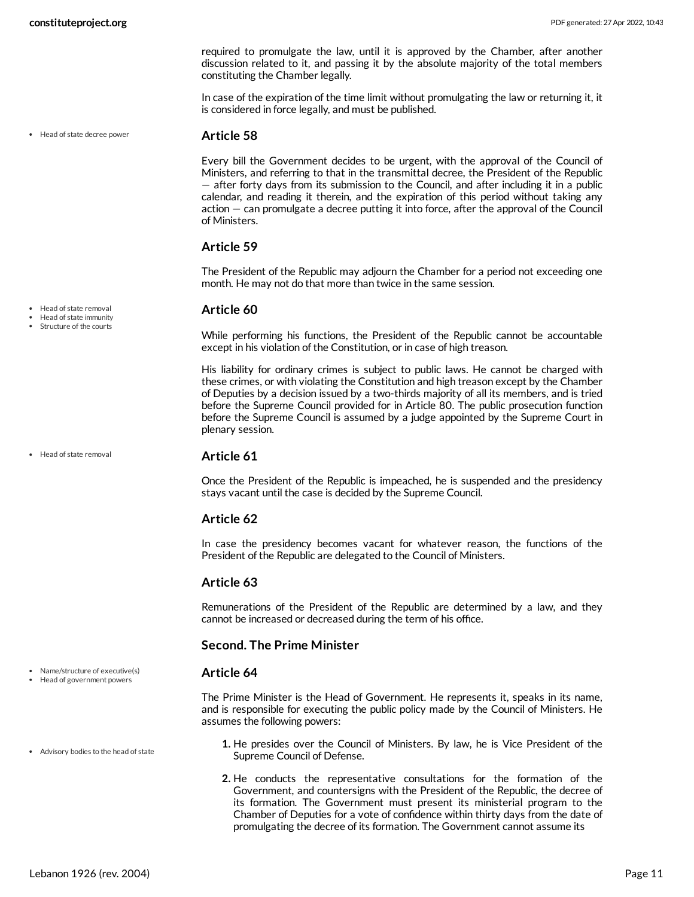required to promulgate the law, until it is approved by the Chamber, after another discussion related to it, and passing it by the absolute majority of the total members constituting the Chamber legally.

In case of the expiration of the time limit without promulgating the law or returning it, it is considered in force legally, and must be published.

- Head of state decree power

### Article 58

Every bill the Government decides to be urgent, with the approval of the Council of Ministers, and referring to that in the transmittal decree, the President of the Republic — after forty days from its submission to the Council, and after including it in a public calendar, and reading it therein, and the expiration of this period without taking any action — can promulgate a decree putting it into force, after the approval of the Council of Ministers.

### Article 59

The President of the Republic may adjourn the Chamber for a period not exceeding one month. He may not do that more than twice in the same session.

- Head of state removal
- Head of state immunity
- Structure of the courts

### Article 60

While performing his functions, the President of the Republic cannot be accountable except in his violation of the Constitution, or in case of high treason.

His liability for ordinary crimes is subject to public laws. He cannot be charged with these crimes, or with violating the Constitution and high treason except by the Chamber of Deputies by a decision issued by a two-thirds majority of all its members, and is tried before the Supreme Council provided for in Article 80. The public prosecution function before the Supreme Council is assumed by a judge appointed by the Supreme Court in plenary session.

- Head of state removal

### Article 61

Once the President of the Republic is impeached, he is suspended and the presidency stays vacant until the case is decided by the Supreme Council.

### Article 62

In case the presidency becomes vacant for whatever reason, the functions of the President of the Republic are delegated to the Council of Ministers.

### Article 63

Remunerations of the President of the Republic are determined by a law, and they cannot be increased or decreased during the term of his office.

### Second. The Prime Minister

- Name/structure of executive(s)
- Head of government powers

### Article 64

The Prime Minister is the Head of Government. He represents it, speaks in its name, and is responsible for executing the public policy made by the Council of Ministers. He assumes the following powers:

- Advisory bodies to the head of state

1. He presides over the Council of Ministers. By law, he is Vice President of the Supreme Council of Defense.
2. He conducts the representative consultations for the formation of the Government, and countersigns with the President of the Republic, the decree of its formation. The Government must present its ministerial program to the Chamber of Deputies for a vote of confidence within thirty days from the date of promulgating the decree of its formation. The Government cannot assume its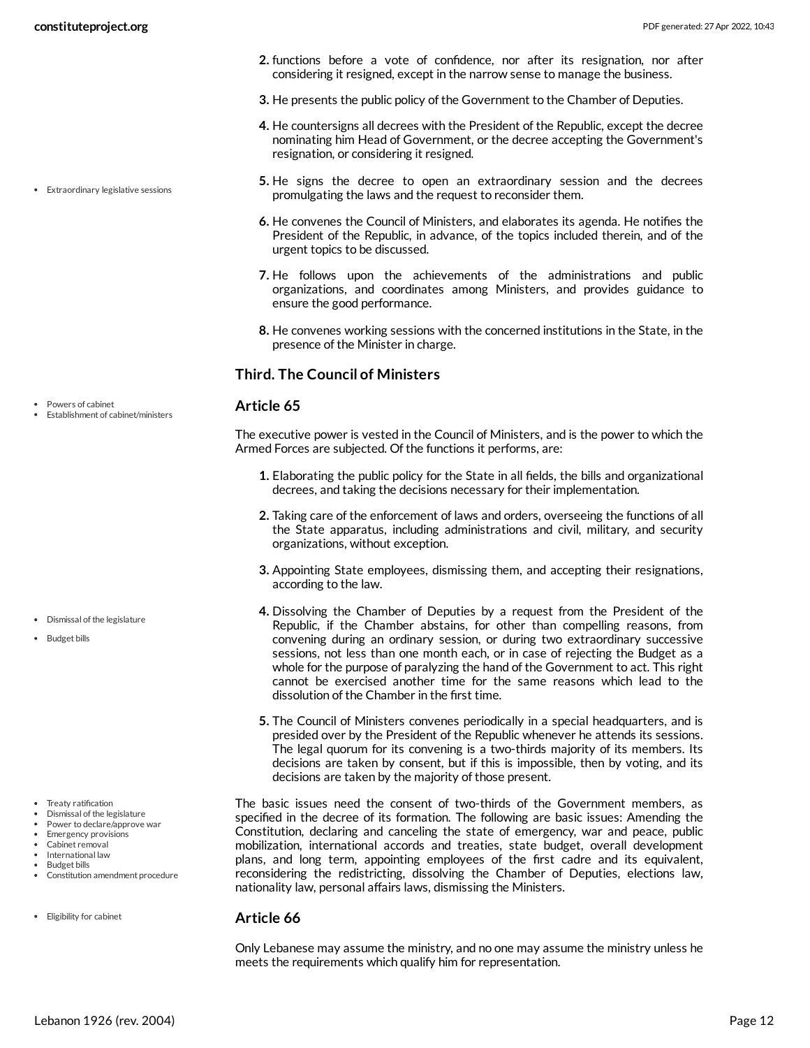2. functions before a vote of confidence, nor after its resignation, nor after considering it resigned, except in the narrow sense to manage the business.
3. He presents the public policy of the Government to the Chamber of Deputies.
4. He countersigns all decrees with the President of the Republic, except the decree nominating him Head of Government, or the decree accepting the Government's resignation, or considering it resigned.
5. He signs the decree to open an extraordinary session and the decrees promulgating the laws and the request to reconsider them.
6. He convenes the Council of Ministers, and elaborates its agenda. He notifies the President of the Republic, in advance, of the topics included therein, and of the urgent topics to be discussed.
7. He follows upon the achievements of the administrations and public organizations, and coordinates among Ministers, and provides guidance to ensure the good performance.
8. He convenes working sessions with the concerned institutions in the State, in the presence of the Minister in charge.

### Third. The Council of Ministers

### Article 65

The executive power is vested in the Council of Ministers, and is the power to which the Armed Forces are subjected. Of the functions it performs, are:

1. Elaborating the public policy for the State in all fields, the bills and organizational decrees, and taking the decisions necessary for their implementation.
2. Taking care of the enforcement of laws and orders, overseeing the functions of all the State apparatus, including administrations and civil, military, and security organizations, without exception.
3. Appointing State employees, dismissing them, and accepting their resignations, according to the law.
4. Dissolving the Chamber of Deputies by a request from the President of the Republic, if the Chamber abstains, for other than compelling reasons, from convening during an ordinary session, or during two extraordinary successive sessions, not less than one month each, or in case of rejecting the Budget as a whole for the purpose of paralyzing the hand of the Government to act. This right cannot be exercised another time for the same reasons which lead to the dissolution of the Chamber in the first time.
5. The Council of Ministers convenes periodically in a special headquarters, and is presided over by the President of the Republic whenever he attends its sessions. The legal quorum for its convening is a two-thirds majority of its members. Its decisions are taken by consent, but if this is impossible, then by voting, and its decisions are taken by the majority of those present.

The basic issues need the consent of two-thirds of the Government members, as specified in the decree of its formation. The following are basic issues: Amending the Constitution, declaring and canceling the state of emergency, war and peace, public mobilization, international accords and treaties, state budget, overall development plans, and long term, appointing employees of the first cadre and its equivalent, reconsidering the redistricting, dissolving the Chamber of Deputies, elections law, nationality law, personal affairs laws, dismissing the Ministers.

### Article 66

Only Lebanese may assume the ministry, and no one may assume the ministry unless he meets the requirements which qualify him for representation.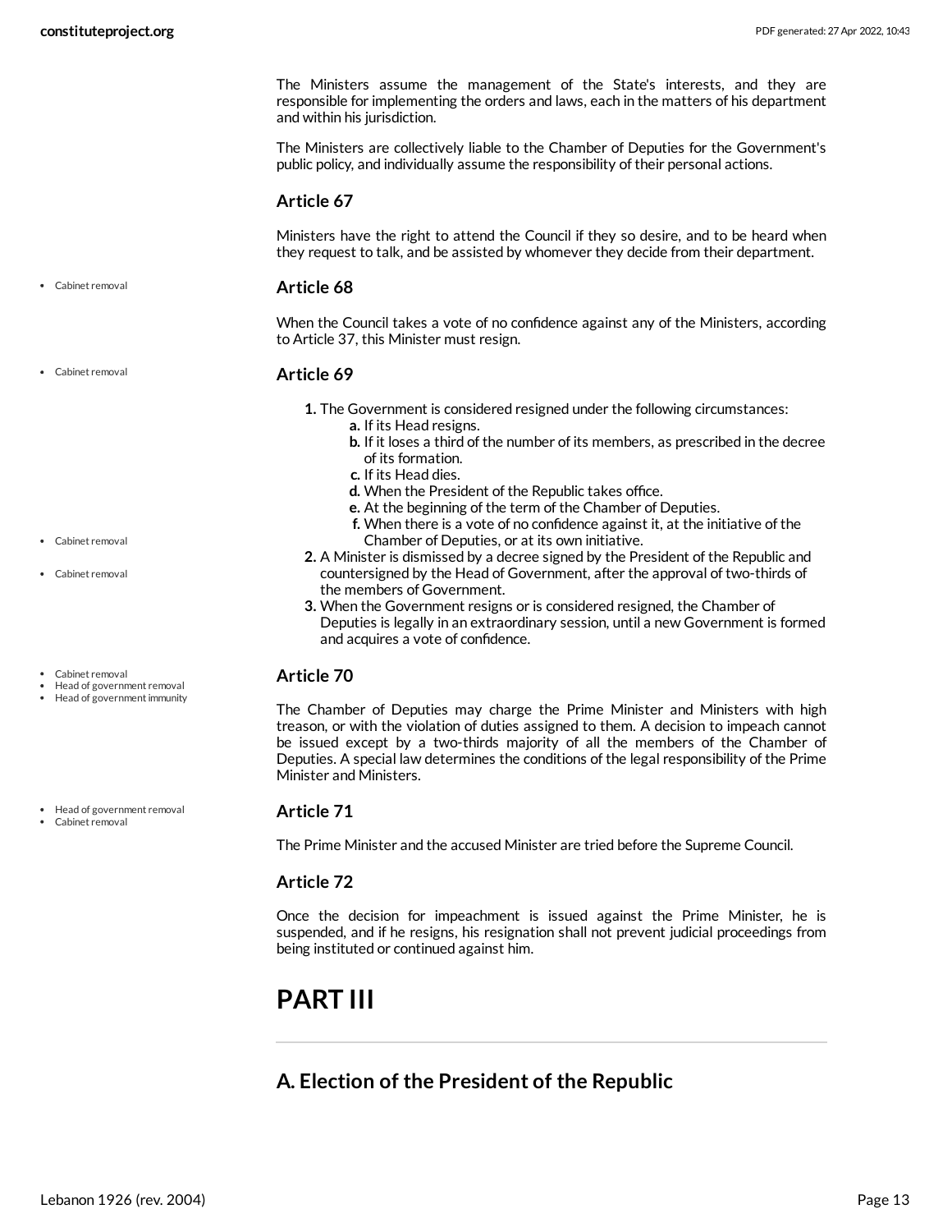The Ministers assume the management of the State's interests, and they are responsible for implementing the orders and laws, each in the matters of his department and within his jurisdiction.

The Ministers are collectively liable to the Chamber of Deputies for the Government's public policy, and individually assume the responsibility of their personal actions.

### Article 67

Ministers have the right to attend the Council if they so desire, and to be heard when they request to talk, and be assisted by whomever they decide from their department.

### Article 68

When the Council takes a vote of no confidence against any of the Ministers, according to Article 37, this Minister must resign.

### Article 69

1. The Government is considered resigned under the following circumstances:
   a. If its Head resigns.
   b. If it loses a third of the number of its members, as prescribed in the decree of its formation.
   c. If its Head dies.
   d. When the President of the Republic takes office.
   e. At the beginning of the term of the Chamber of Deputies.
   f. When there is a vote of no confidence against it, at the initiative of the Chamber of Deputies, or at its own initiative.
2. A Minister is dismissed by a decree signed by the President of the Republic and countersigned by the Head of Government, after the approval of two-thirds of the members of Government.
3. When the Government resigns or is considered resigned, the Chamber of Deputies is legally in an extraordinary session, until a new Government is formed and acquires a vote of confidence.

### Article 70

The Chamber of Deputies may charge the Prime Minister and Ministers with high treason, or with the violation of duties assigned to them. A decision to impeach cannot be issued except by a two-thirds majority of all the members of the Chamber of Deputies. A special law determines the conditions of the legal responsibility of the Prime Minister and Ministers.

### Article 71

The Prime Minister and the accused Minister are tried before the Supreme Council.

### Article 72

Once the decision for impeachment is issued against the Prime Minister, he is suspended, and if he resigns, his resignation shall not prevent judicial proceedings from being instituted or continued against him.

# PART III

## A. Election of the President of the Republic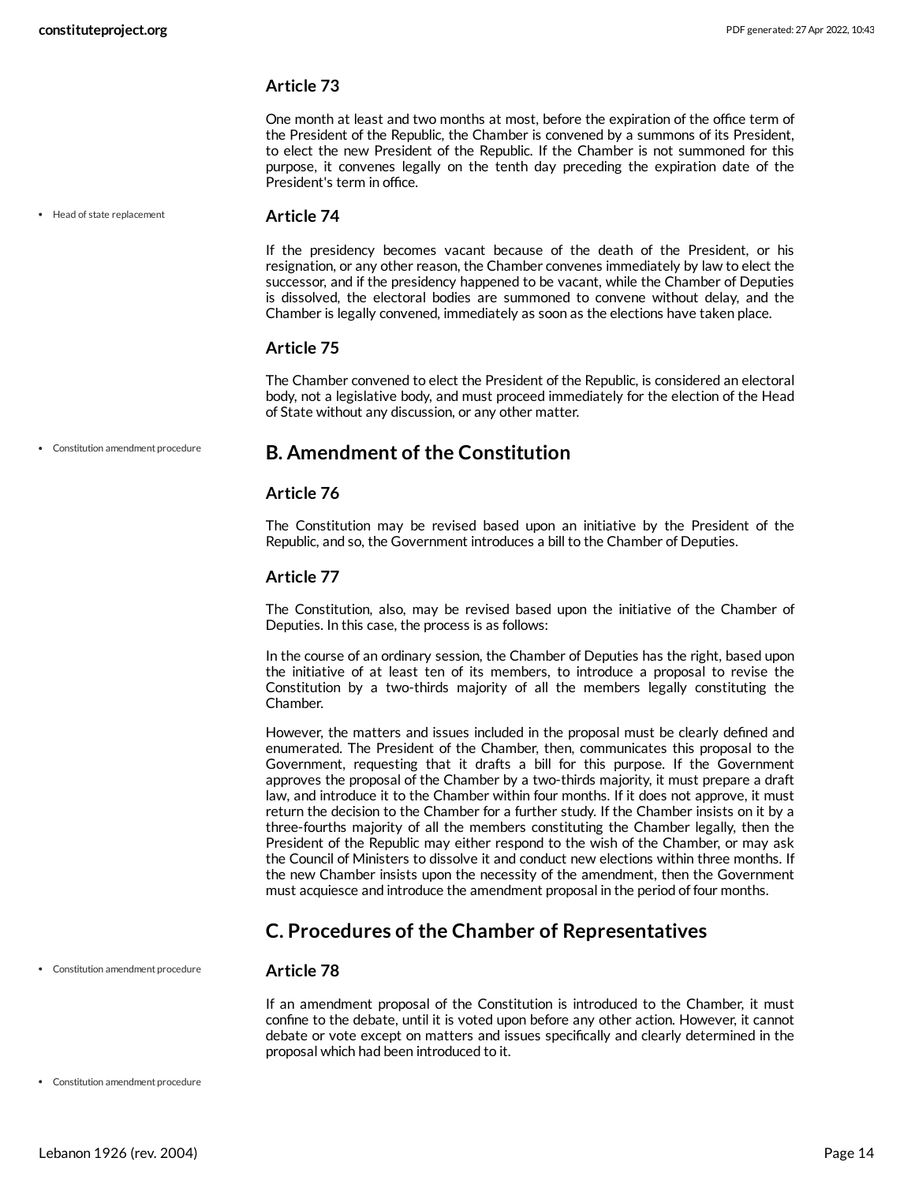### Article 73

One month at least and two months at most, before the expiration of the office term of the President of the Republic, the Chamber is convened by a summons of its President, to elect the new President of the Republic. If the Chamber is not summoned for this purpose, it convenes legally on the tenth day preceding the expiration date of the President's term in office.

- Head of state replacement

### Article 74

If the presidency becomes vacant because of the death of the President, or his resignation, or any other reason, the Chamber convenes immediately by law to elect the successor, and if the presidency happened to be vacant, while the Chamber of Deputies is dissolved, the electoral bodies are summoned to convene without delay, and the Chamber is legally convened, immediately as soon as the elections have taken place.

### Article 75

The Chamber convened to elect the President of the Republic, is considered an electoral body, not a legislative body, and must proceed immediately for the election of the Head of State without any discussion, or any other matter.

- Constitution amendment procedure

## B. Amendment of the Constitution

### Article 76

The Constitution may be revised based upon an initiative by the President of the Republic, and so, the Government introduces a bill to the Chamber of Deputies.

### Article 77

The Constitution, also, may be revised based upon the initiative of the Chamber of Deputies. In this case, the process is as follows:

In the course of an ordinary session, the Chamber of Deputies has the right, based upon the initiative of at least ten of its members, to introduce a proposal to revise the Constitution by a two-thirds majority of all the members legally constituting the Chamber.

However, the matters and issues included in the proposal must be clearly defined and enumerated. The President of the Chamber, then, communicates this proposal to the Government, requesting that it drafts a bill for this purpose. If the Government approves the proposal of the Chamber by a two-thirds majority, it must prepare a draft law, and introduce it to the Chamber within four months. If it does not approve, it must return the decision to the Chamber for a further study. If the Chamber insists on it by a three-fourths majority of all the members constituting the Chamber legally, then the President of the Republic may either respond to the wish of the Chamber, or may ask the Council of Ministers to dissolve it and conduct new elections within three months. If the new Chamber insists upon the necessity of the amendment, then the Government must acquiesce and introduce the amendment proposal in the period of four months.

## C. Procedures of the Chamber of Representatives

- Constitution amendment procedure

### Article 78

If an amendment proposal of the Constitution is introduced to the Chamber, it must confine to the debate, until it is voted upon before any other action. However, it cannot debate or vote except on matters and issues specifically and clearly determined in the proposal which had been introduced to it.

- Constitution amendment procedure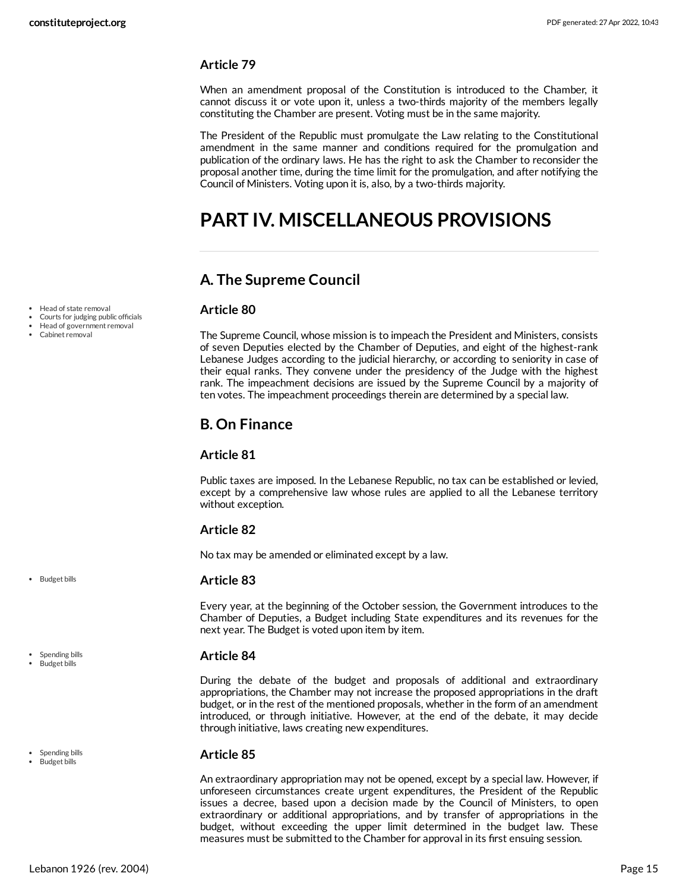### Article 79

When an amendment proposal of the Constitution is introduced to the Chamber, it cannot discuss it or vote upon it, unless a two-thirds majority of the members legally constituting the Chamber are present. Voting must be in the same majority.

The President of the Republic must promulgate the Law relating to the Constitutional amendment in the same manner and conditions required for the promulgation and publication of the ordinary laws. He has the right to ask the Chamber to reconsider the proposal another time, during the time limit for the promulgation, and after notifying the Council of Ministers. Voting upon it is, also, by a two-thirds majority.

# PART IV. MISCELLANEOUS PROVISIONS

## A. The Supreme Council

- Head of state removal
- Courts for judging public officials
- Head of government removal
- Cabinet removal

### Article 80

The Supreme Council, whose mission is to impeach the President and Ministers, consists of seven Deputies elected by the Chamber of Deputies, and eight of the highest-rank Lebanese Judges according to the judicial hierarchy, or according to seniority in case of their equal ranks. They convene under the presidency of the Judge with the highest rank. The impeachment decisions are issued by the Supreme Council by a majority of ten votes. The impeachment proceedings therein are determined by a special law.

## B. On Finance

### Article 81

Public taxes are imposed. In the Lebanese Republic, no tax can be established or levied, except by a comprehensive law whose rules are applied to all the Lebanese territory without exception.

### Article 82

No tax may be amended or eliminated except by a law.

- Budget bills

### Article 83

Every year, at the beginning of the October session, the Government introduces to the Chamber of Deputies, a Budget including State expenditures and its revenues for the next year. The Budget is voted upon item by item.

- Spending bills
- Budget bills

### Article 84

During the debate of the budget and proposals of additional and extraordinary appropriations, the Chamber may not increase the proposed appropriations in the draft budget, or in the rest of the mentioned proposals, whether in the form of an amendment introduced, or through initiative. However, at the end of the debate, it may decide through initiative, laws creating new expenditures.

- Spending bills
- Budget bills

### Article 85

An extraordinary appropriation may not be opened, except by a special law. However, if unforeseen circumstances create urgent expenditures, the President of the Republic issues a decree, based upon a decision made by the Council of Ministers, to open extraordinary or additional appropriations, and by transfer of appropriations in the budget, without exceeding the upper limit determined in the budget law. These measures must be submitted to the Chamber for approval in its first ensuing session.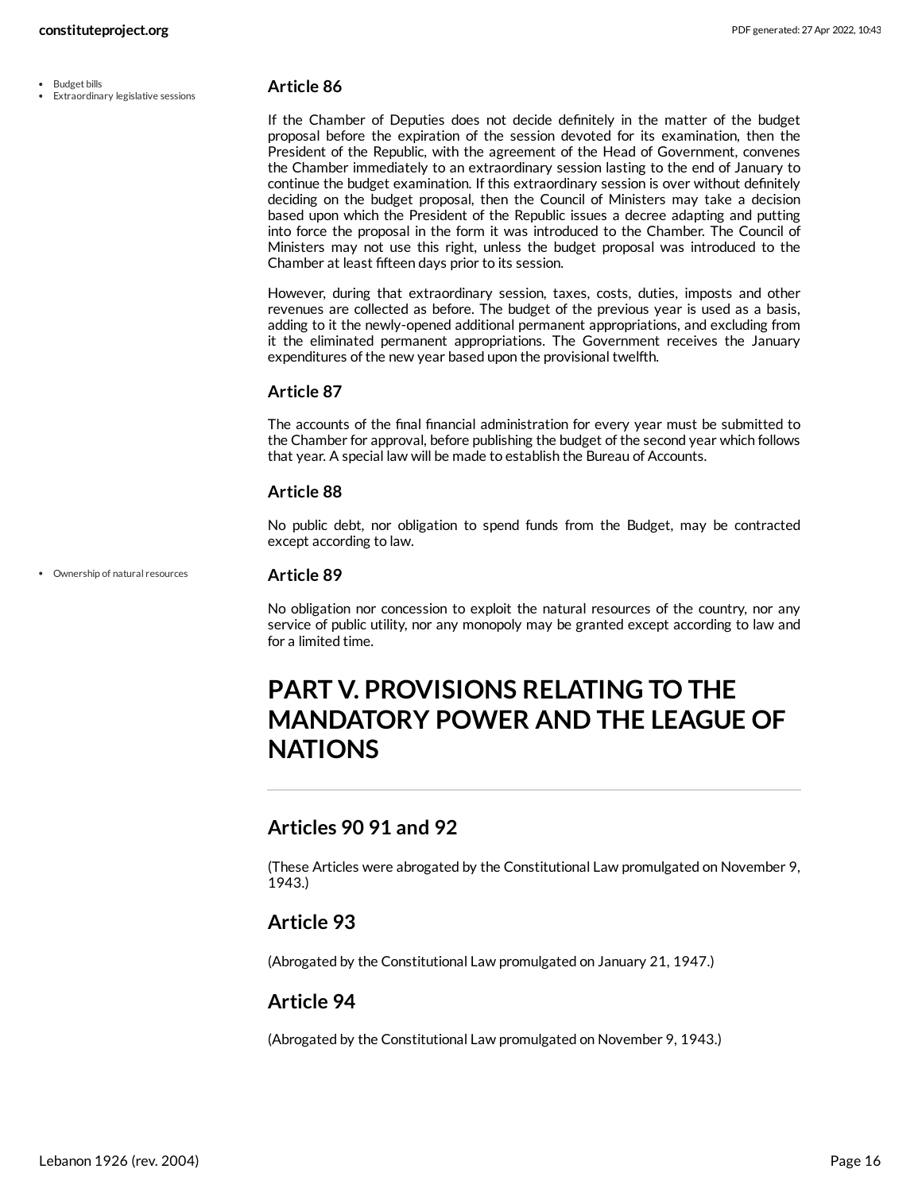- Budget bills
- Extraordinary legislative sessions

### Article 86

If the Chamber of Deputies does not decide definitely in the matter of the budget proposal before the expiration of the session devoted for its examination, then the President of the Republic, with the agreement of the Head of Government, convenes the Chamber immediately to an extraordinary session lasting to the end of January to continue the budget examination. If this extraordinary session is over without definitely deciding on the budget proposal, then the Council of Ministers may take a decision based upon which the President of the Republic issues a decree adapting and putting into force the proposal in the form it was introduced to the Chamber. The Council of Ministers may not use this right, unless the budget proposal was introduced to the Chamber at least fifteen days prior to its session.

However, during that extraordinary session, taxes, costs, duties, imposts and other revenues are collected as before. The budget of the previous year is used as a basis, adding to it the newly-opened additional permanent appropriations, and excluding from it the eliminated permanent appropriations. The Government receives the January expenditures of the new year based upon the provisional twelfth.

### Article 87

The accounts of the final financial administration for every year must be submitted to the Chamber for approval, before publishing the budget of the second year which follows that year. A special law will be made to establish the Bureau of Accounts.

### Article 88

No public debt, nor obligation to spend funds from the Budget, may be contracted except according to law.

- Ownership of natural resources

### Article 89

No obligation nor concession to exploit the natural resources of the country, nor any service of public utility, nor any monopoly may be granted except according to law and for a limited time.

# PART V. PROVISIONS RELATING TO THE MANDATORY POWER AND THE LEAGUE OF NATIONS

## Articles 90 91 and 92

(These Articles were abrogated by the Constitutional Law promulgated on November 9, 1943.)

## Article 93

(Abrogated by the Constitutional Law promulgated on January 21, 1947.)

## Article 94

(Abrogated by the Constitutional Law promulgated on November 9, 1943.)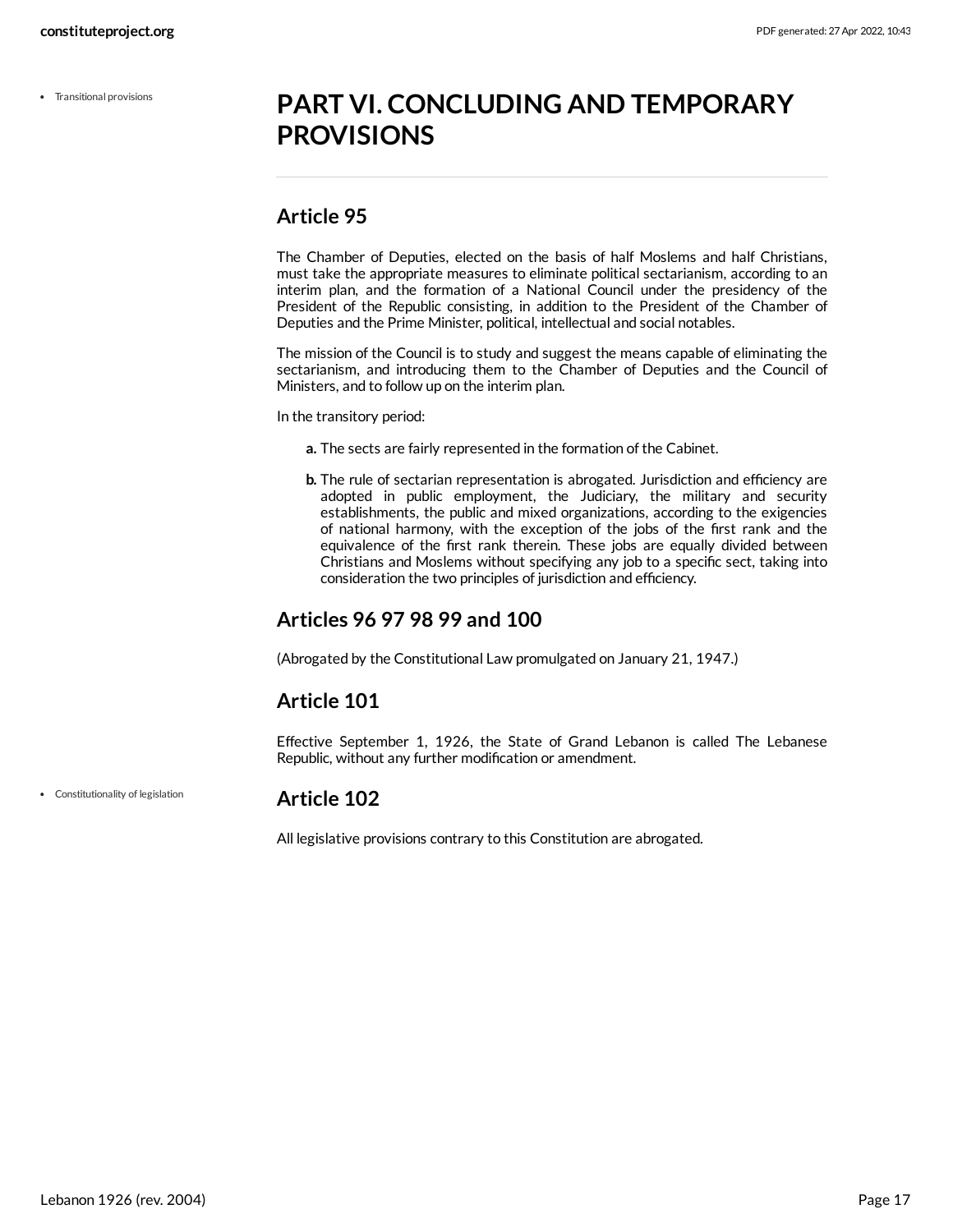# PART VI. CONCLUDING AND TEMPORARY PROVISIONS

## Article 95

The Chamber of Deputies, elected on the basis of half Moslems and half Christians, must take the appropriate measures to eliminate political sectarianism, according to an interim plan, and the formation of a National Council under the presidency of the President of the Republic consisting, in addition to the President of the Chamber of Deputies and the Prime Minister, political, intellectual and social notables.

The mission of the Council is to study and suggest the means capable of eliminating the sectarianism, and introducing them to the Chamber of Deputies and the Council of Ministers, and to follow up on the interim plan.

In the transitory period:

**a.** The sects are fairly represented in the formation of the Cabinet.

**b.** The rule of sectarian representation is abrogated. Jurisdiction and efficiency are adopted in public employment, the Judiciary, the military and security establishments, the public and mixed organizations, according to the exigencies of national harmony, with the exception of the jobs of the first rank and the equivalence of the first rank therein. These jobs are equally divided between Christians and Moslems without specifying any job to a specific sect, taking into consideration the two principles of jurisdiction and efficiency.

## Articles 96 97 98 99 and 100

(Abrogated by the Constitutional Law promulgated on January 21, 1947.)

## Article 101

Effective September 1, 1926, the State of Grand Lebanon is called The Lebanese Republic, without any further modification or amendment.

## Article 102

All legislative provisions contrary to this Constitution are abrogated.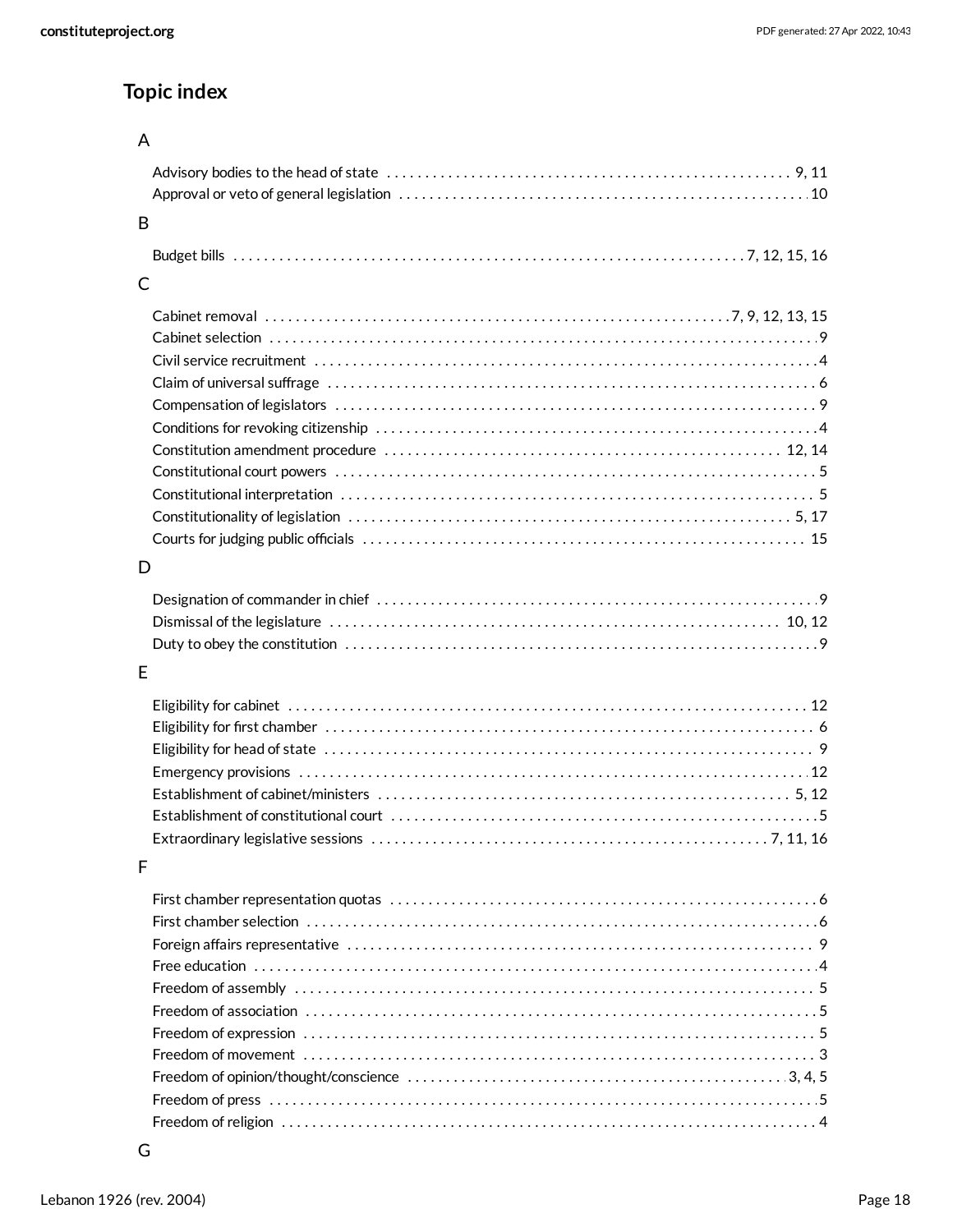## Topic index

### A

- Advisory bodies to the head of state 9, 11
- Approval or veto of general legislation 10

### B

- Budget bills 7, 12, 15, 16

### C

- Cabinet removal 7, 9, 12, 13, 15
- Cabinet selection 9
- Civil service recruitment 4
- Claim of universal suffrage 6
- Compensation of legislators 9
- Conditions for revoking citizenship 4
- Constitution amendment procedure 12, 14
- Constitutional court powers 5
- Constitutional interpretation 5
- Constitutionality of legislation 5, 17
- Courts for judging public officials 15

### D

- Designation of commander in chief 9
- Dismissal of the legislature 10, 12
- Duty to obey the constitution 9

### E

- Eligibility for cabinet 12
- Eligibility for first chamber 6
- Eligibility for head of state 9
- Emergency provisions 12
- Establishment of cabinet/ministers 5, 12
- Establishment of constitutional court 5
- Extraordinary legislative sessions 7, 11, 16

### F

- First chamber representation quotas 6
- First chamber selection 6
- Foreign affairs representative 9
- Free education 4
- Freedom of assembly 5
- Freedom of association 5
- Freedom of expression 5
- Freedom of movement 3
- Freedom of opinion/thought/conscience 3, 4, 5
- Freedom of press 5
- Freedom of religion 4

### G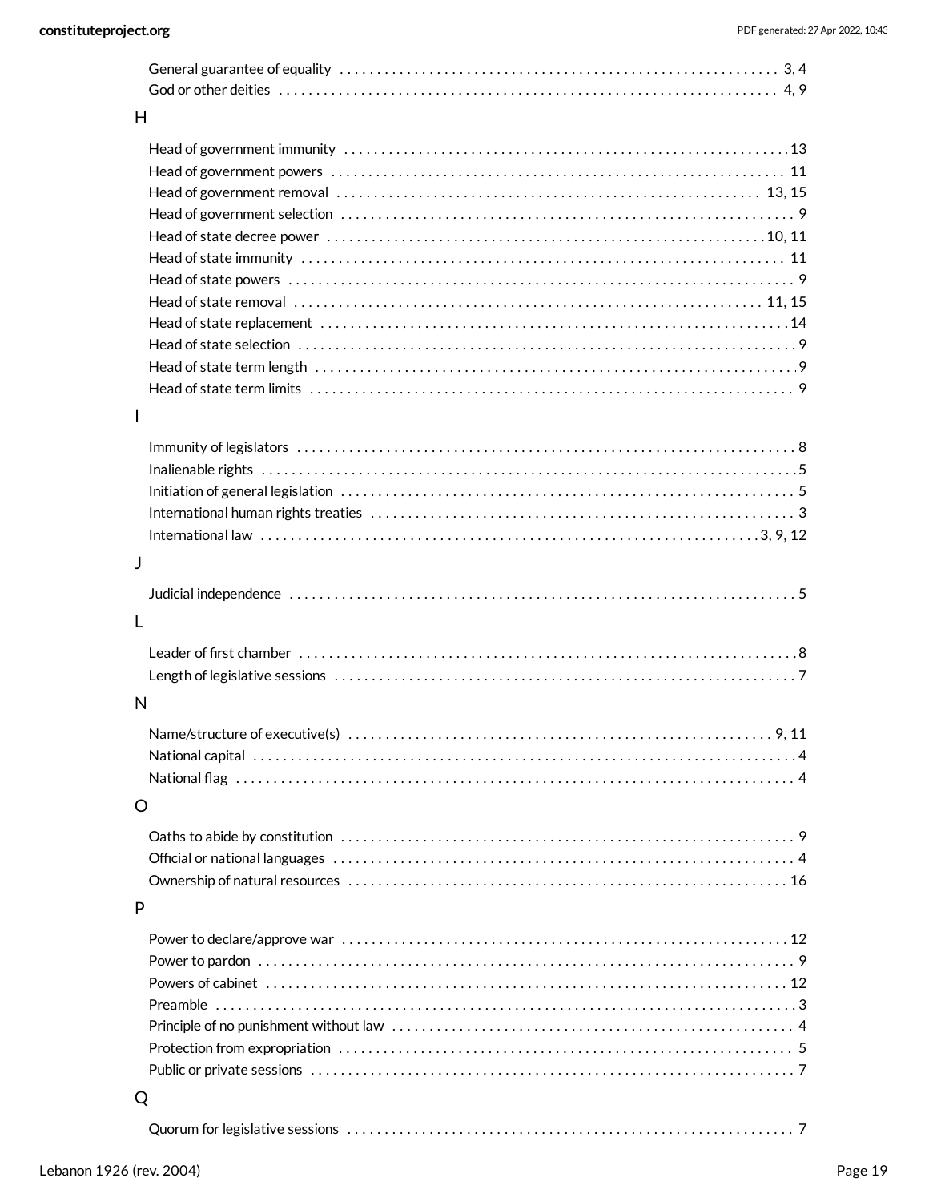General guarantee of equality . . . . . . . . . . 3, 4
God or other deities . . . . . . . . . . 4, 9

## H

Head of government immunity . . . . . . . . . . 13
Head of government powers . . . . . . . . . . 11
Head of government removal . . . . . . . . . . 13, 15
Head of government selection . . . . . . . . . . 9
Head of state decree power . . . . . . . . . . 10, 11
Head of state immunity . . . . . . . . . . 11
Head of state powers . . . . . . . . . . 9
Head of state removal . . . . . . . . . . 11, 15
Head of state replacement . . . . . . . . . . 14
Head of state selection . . . . . . . . . . 9
Head of state term length . . . . . . . . . . 9
Head of state term limits . . . . . . . . . . 9

## I

Immunity of legislators . . . . . . . . . . 8
Inalienable rights . . . . . . . . . . 5
Initiation of general legislation . . . . . . . . . . 5
International human rights treaties . . . . . . . . . . 3
International law . . . . . . . . . . 3, 9, 12

## J

Judicial independence . . . . . . . . . . 5

## L

Leader of first chamber . . . . . . . . . . 8
Length of legislative sessions . . . . . . . . . . 7

## N

Name/structure of executive(s) . . . . . . . . . . 9, 11
National capital . . . . . . . . . . 4
National flag . . . . . . . . . . 4

## O

Oaths to abide by constitution . . . . . . . . . . 9
Official or national languages . . . . . . . . . . 4
Ownership of natural resources . . . . . . . . . . 16

## P

Power to declare/approve war . . . . . . . . . . 12
Power to pardon . . . . . . . . . . 9
Powers of cabinet . . . . . . . . . . 12
Preamble . . . . . . . . . . 3
Principle of no punishment without law . . . . . . . . . . 4
Protection from expropriation . . . . . . . . . . 5
Public or private sessions . . . . . . . . . . 7

## Q

Quorum for legislative sessions . . . . . . . . . . 7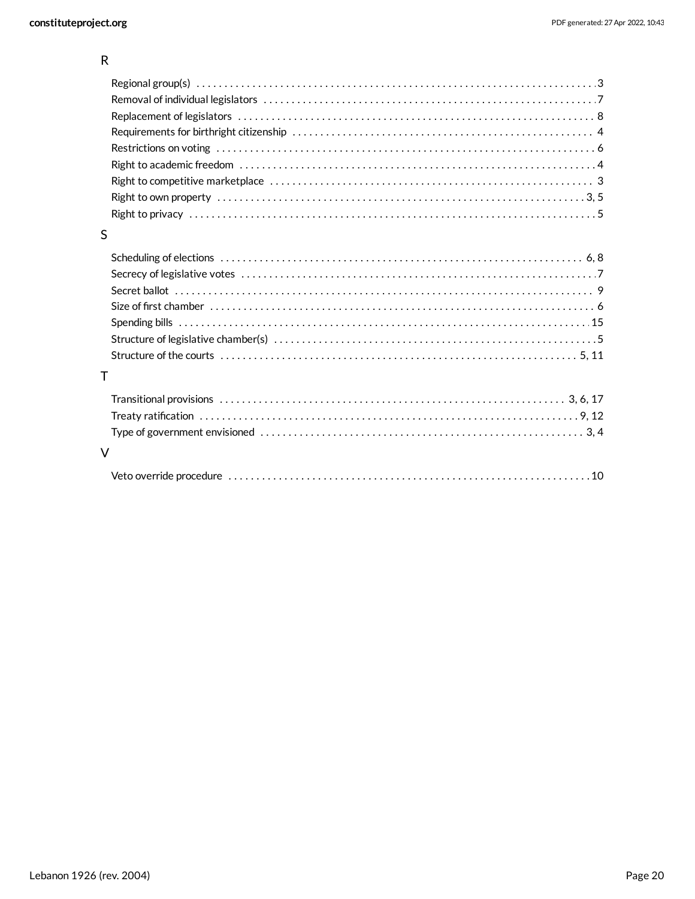## R

- Regional group(s) . . . 3
- Removal of individual legislators . . . 7
- Replacement of legislators . . . 8
- Requirements for birthright citizenship . . . 4
- Restrictions on voting . . . 6
- Right to academic freedom . . . 4
- Right to competitive marketplace . . . 3
- Right to own property . . . 3, 5
- Right to privacy . . . 5

## S

- Scheduling of elections . . . 6, 8
- Secrecy of legislative votes . . . 7
- Secret ballot . . . 9
- Size of first chamber . . . 6
- Spending bills . . . 15
- Structure of legislative chamber(s) . . . 5
- Structure of the courts . . . 5, 11

## T

- Transitional provisions . . . 3, 6, 17
- Treaty ratification . . . 9, 12
- Type of government envisioned . . . 3, 4

## V

- Veto override procedure . . . 10